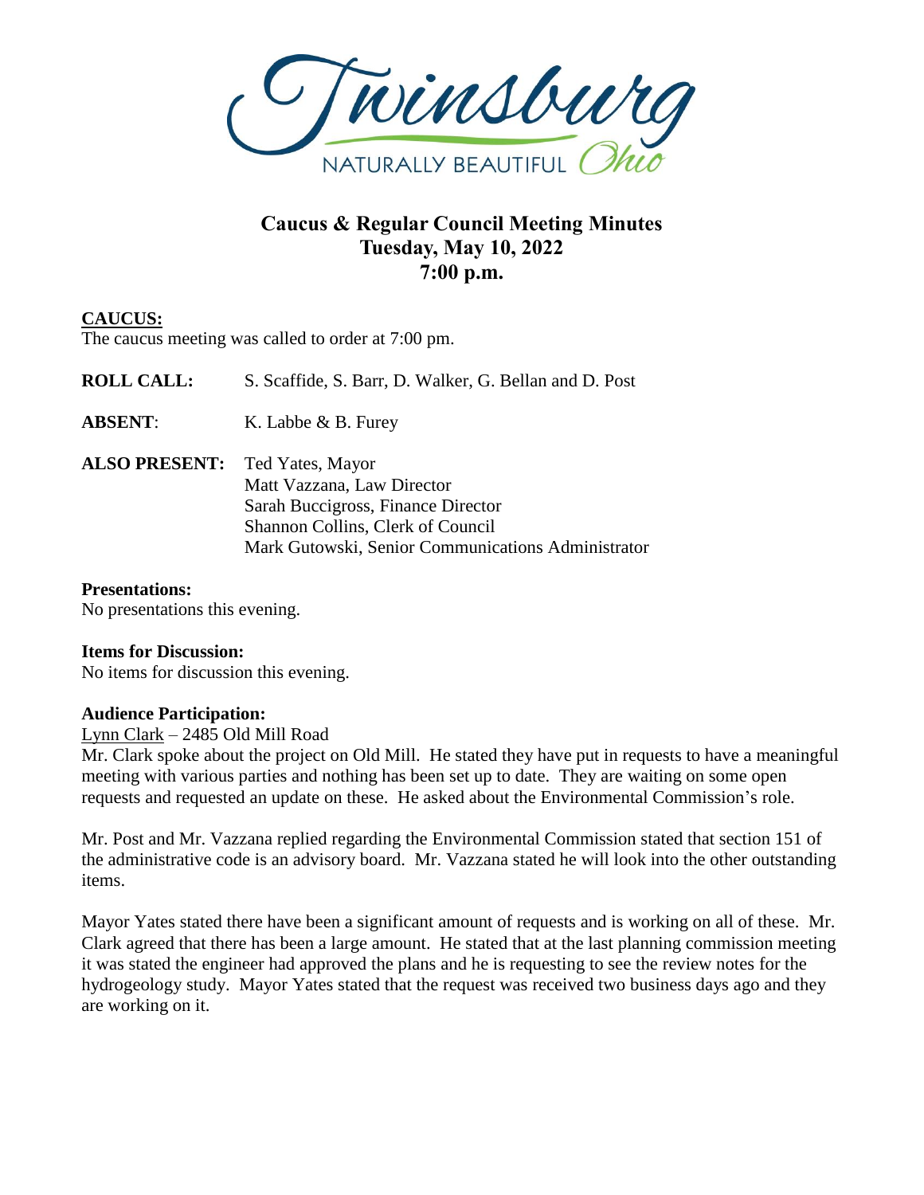# Caucus & Regular Council Meeting Minutes
## Tuesday, May 10, 2022
## 7:00 p.m.

**CAUCUS:**

The caucus meeting was called to order at 7:00 pm.

**ROLL CALL:** S. Scaffide, S. Barr, D. Walker, G. Bellan and D. Post

**ABSENT**: K. Labbe & B. Furey

**ALSO PRESENT:** Ted Yates, Mayor
Matt Vazzana, Law Director
Sarah Buccigross, Finance Director
Shannon Collins, Clerk of Council
Mark Gutowski, Senior Communications Administrator

**Presentations:**

No presentations this evening.

**Items for Discussion:**

No items for discussion this evening.

**Audience Participation:**

Lynn Clark – 2485 Old Mill Road

Mr. Clark spoke about the project on Old Mill. He stated they have put in requests to have a meaningful meeting with various parties and nothing has been set up to date. They are waiting on some open requests and requested an update on these. He asked about the Environmental Commission's role.

Mr. Post and Mr. Vazzana replied regarding the Environmental Commission stated that section 151 of the administrative code is an advisory board. Mr. Vazzana stated he will look into the other outstanding items.

Mayor Yates stated there have been a significant amount of requests and is working on all of these. Mr. Clark agreed that there has been a large amount. He stated that at the last planning commission meeting it was stated the engineer had approved the plans and he is requesting to see the review notes for the hydrogeology study. Mayor Yates stated that the request was received two business days ago and they are working on it.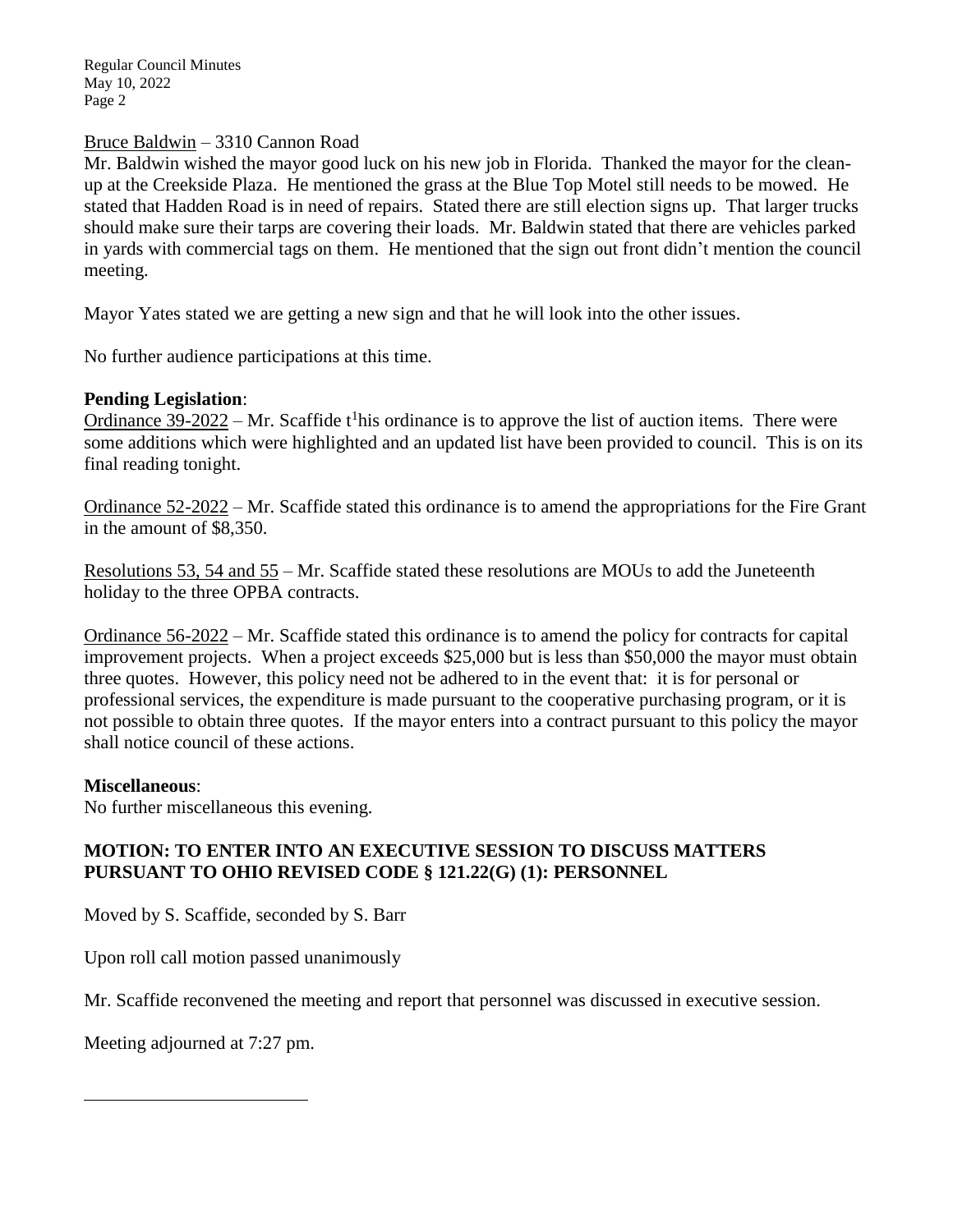Bruce Baldwin – 3310 Cannon Road

Mr. Baldwin wished the mayor good luck on his new job in Florida. Thanked the mayor for the clean-up at the Creekside Plaza. He mentioned the grass at the Blue Top Motel still needs to be mowed. He stated that Hadden Road is in need of repairs. Stated there are still election signs up. That larger trucks should make sure their tarps are covering their loads. Mr. Baldwin stated that there are vehicles parked in yards with commercial tags on them. He mentioned that the sign out front didn't mention the council meeting.

Mayor Yates stated we are getting a new sign and that he will look into the other issues.

No further audience participations at this time.

**Pending Legislation**:

Ordinance 39-2022 – Mr. Scaffide t[1]his ordinance is to approve the list of auction items. There were some additions which were highlighted and an updated list have been provided to council. This is on its final reading tonight.

Ordinance 52-2022 – Mr. Scaffide stated this ordinance is to amend the appropriations for the Fire Grant in the amount of $8,350.

Resolutions 53, 54 and 55 – Mr. Scaffide stated these resolutions are MOUs to add the Juneteenth holiday to the three OPBA contracts.

Ordinance 56-2022 – Mr. Scaffide stated this ordinance is to amend the policy for contracts for capital improvement projects. When a project exceeds $25,000 but is less than $50,000 the mayor must obtain three quotes. However, this policy need not be adhered to in the event that: it is for personal or professional services, the expenditure is made pursuant to the cooperative purchasing program, or it is not possible to obtain three quotes. If the mayor enters into a contract pursuant to this policy the mayor shall notice council of these actions.

**Miscellaneous**:

No further miscellaneous this evening.

**MOTION: TO ENTER INTO AN EXECUTIVE SESSION TO DISCUSS MATTERS PURSUANT TO OHIO REVISED CODE § 121.22(G) (1): PERSONNEL**

Moved by S. Scaffide, seconded by S. Barr

Upon roll call motion passed unanimously

Mr. Scaffide reconvened the meeting and report that personnel was discussed in executive session.

Meeting adjourned at 7:27 pm.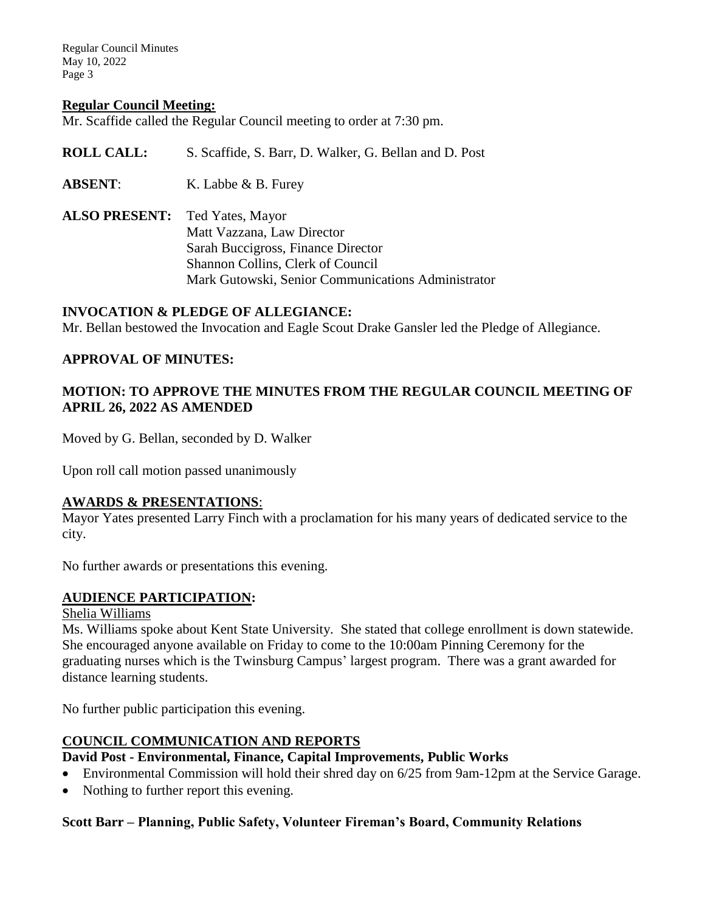**Regular Council Meeting:**

Mr. Scaffide called the Regular Council meeting to order at 7:30 pm.

**ROLL CALL:** S. Scaffide, S. Barr, D. Walker, G. Bellan and D. Post

**ABSENT**: K. Labbe & B. Furey

**ALSO PRESENT:** Ted Yates, Mayor
Matt Vazzana, Law Director
Sarah Buccigross, Finance Director
Shannon Collins, Clerk of Council
Mark Gutowski, Senior Communications Administrator

**INVOCATION & PLEDGE OF ALLEGIANCE:**

Mr. Bellan bestowed the Invocation and Eagle Scout Drake Gansler led the Pledge of Allegiance.

**APPROVAL OF MINUTES:**

**MOTION: TO APPROVE THE MINUTES FROM THE REGULAR COUNCIL MEETING OF APRIL 26, 2022 AS AMENDED**

Moved by G. Bellan, seconded by D. Walker

Upon roll call motion passed unanimously

**AWARDS & PRESENTATIONS**:

Mayor Yates presented Larry Finch with a proclamation for his many years of dedicated service to the city.

No further awards or presentations this evening.

**AUDIENCE PARTICIPATION:**

Shelia Williams

Ms. Williams spoke about Kent State University. She stated that college enrollment is down statewide. She encouraged anyone available on Friday to come to the 10:00am Pinning Ceremony for the graduating nurses which is the Twinsburg Campus' largest program. There was a grant awarded for distance learning students.

No further public participation this evening.

**COUNCIL COMMUNICATION AND REPORTS**

**David Post - Environmental, Finance, Capital Improvements, Public Works**

- Environmental Commission will hold their shred day on 6/25 from 9am-12pm at the Service Garage.
- Nothing to further report this evening.

**Scott Barr – Planning, Public Safety, Volunteer Fireman's Board, Community Relations**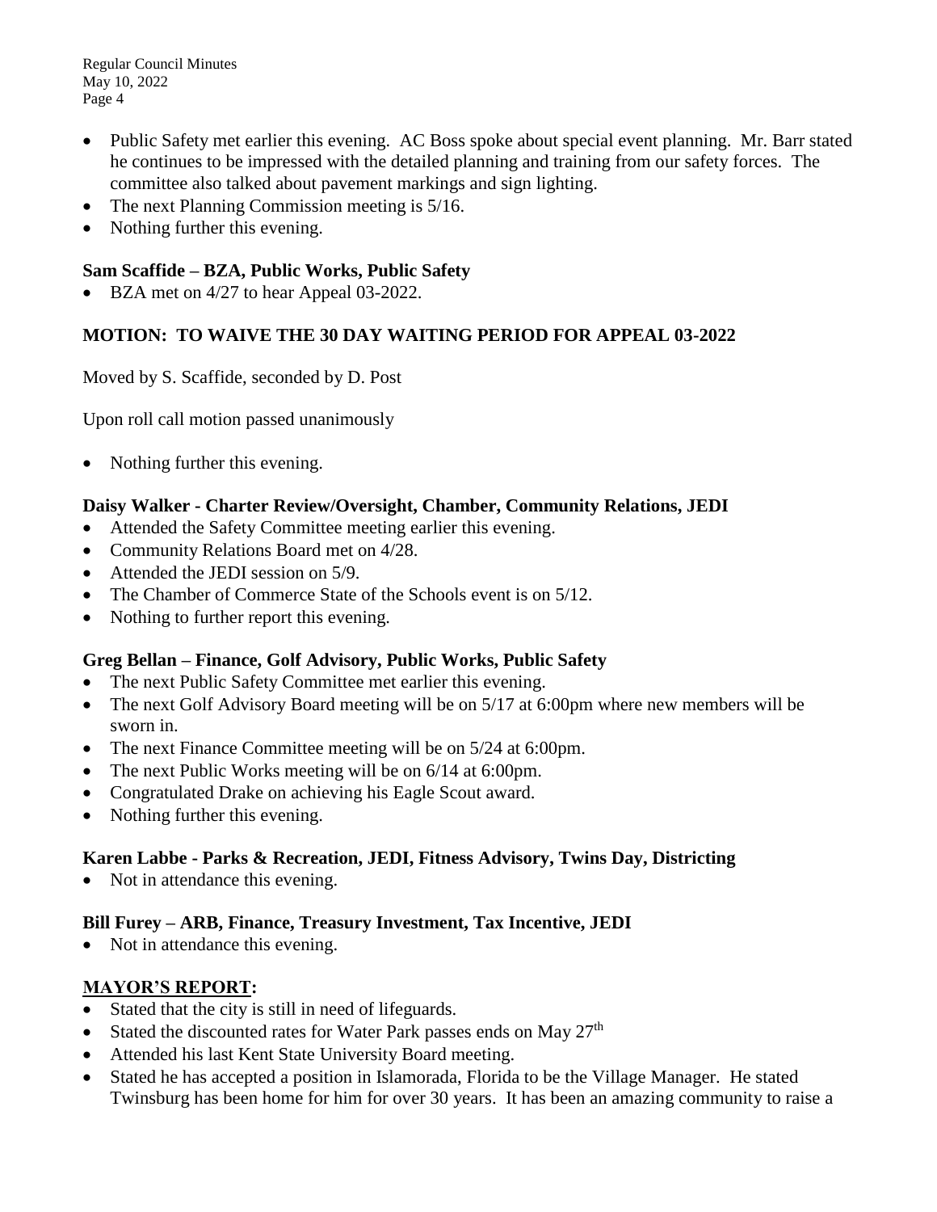- Public Safety met earlier this evening. AC Boss spoke about special event planning. Mr. Barr stated he continues to be impressed with the detailed planning and training from our safety forces. The committee also talked about pavement markings and sign lighting.
- The next Planning Commission meeting is 5/16.
- Nothing further this evening.

**Sam Scaffide – BZA, Public Works, Public Safety**

- BZA met on 4/27 to hear Appeal 03-2022.

**MOTION: TO WAIVE THE 30 DAY WAITING PERIOD FOR APPEAL 03-2022**

Moved by S. Scaffide, seconded by D. Post

Upon roll call motion passed unanimously

- Nothing further this evening.

**Daisy Walker - Charter Review/Oversight, Chamber, Community Relations, JEDI**

- Attended the Safety Committee meeting earlier this evening.
- Community Relations Board met on 4/28.
- Attended the JEDI session on 5/9.
- The Chamber of Commerce State of the Schools event is on 5/12.
- Nothing to further report this evening.

**Greg Bellan – Finance, Golf Advisory, Public Works, Public Safety**

- The next Public Safety Committee met earlier this evening.
- The next Golf Advisory Board meeting will be on 5/17 at 6:00pm where new members will be sworn in.
- The next Finance Committee meeting will be on 5/24 at 6:00pm.
- The next Public Works meeting will be on 6/14 at 6:00pm.
- Congratulated Drake on achieving his Eagle Scout award.
- Nothing further this evening.

**Karen Labbe - Parks & Recreation, JEDI, Fitness Advisory, Twins Day, Districting**

- Not in attendance this evening.

**Bill Furey – ARB, Finance, Treasury Investment, Tax Incentive, JEDI**

- Not in attendance this evening.

**<u>MAYOR'S REPORT:</u>**

- Stated that the city is still in need of lifeguards.
- Stated the discounted rates for Water Park passes ends on May 27th
- Attended his last Kent State University Board meeting.
- Stated he has accepted a position in Islamorada, Florida to be the Village Manager. He stated Twinsburg has been home for him for over 30 years. It has been an amazing community to raise a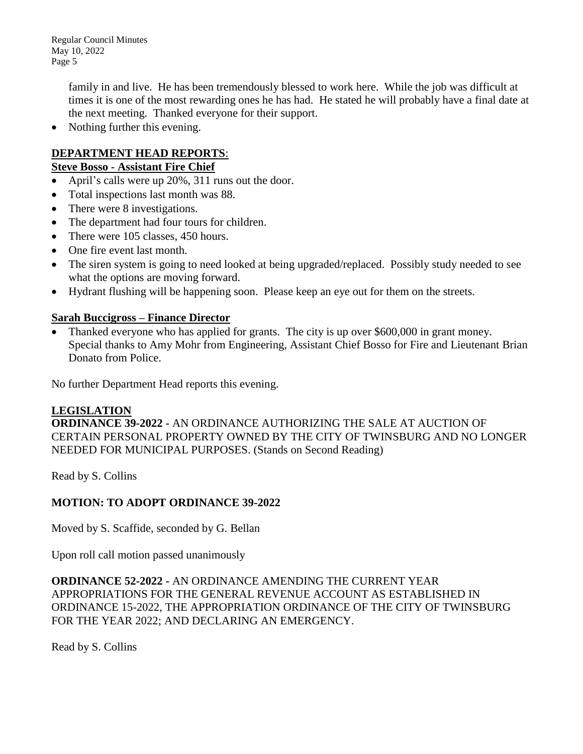family in and live. He has been tremendously blessed to work here. While the job was difficult at times it is one of the most rewarding ones he has had. He stated he will probably have a final date at the next meeting. Thanked everyone for their support.

- Nothing further this evening.

## DEPARTMENT HEAD REPORTS:

### Steve Bosso - Assistant Fire Chief

- April's calls were up 20%, 311 runs out the door.
- Total inspections last month was 88.
- There were 8 investigations.
- The department had four tours for children.
- There were 105 classes, 450 hours.
- One fire event last month.
- The siren system is going to need looked at being upgraded/replaced. Possibly study needed to see what the options are moving forward.
- Hydrant flushing will be happening soon. Please keep an eye out for them on the streets.

### Sarah Buccigross – Finance Director

- Thanked everyone who has applied for grants. The city is up over $600,000 in grant money. Special thanks to Amy Mohr from Engineering, Assistant Chief Bosso for Fire and Lieutenant Brian Donato from Police.

No further Department Head reports this evening.

## LEGISLATION

**ORDINANCE 39-2022 -** AN ORDINANCE AUTHORIZING THE SALE AT AUCTION OF CERTAIN PERSONAL PROPERTY OWNED BY THE CITY OF TWINSBURG AND NO LONGER NEEDED FOR MUNICIPAL PURPOSES. (Stands on Second Reading)

Read by S. Collins

**MOTION: TO ADOPT ORDINANCE 39-2022**

Moved by S. Scaffide, seconded by G. Bellan

Upon roll call motion passed unanimously

**ORDINANCE 52-2022 -** AN ORDINANCE AMENDING THE CURRENT YEAR APPROPRIATIONS FOR THE GENERAL REVENUE ACCOUNT AS ESTABLISHED IN ORDINANCE 15-2022, THE APPROPRIATION ORDINANCE OF THE CITY OF TWINSBURG FOR THE YEAR 2022; AND DECLARING AN EMERGENCY.

Read by S. Collins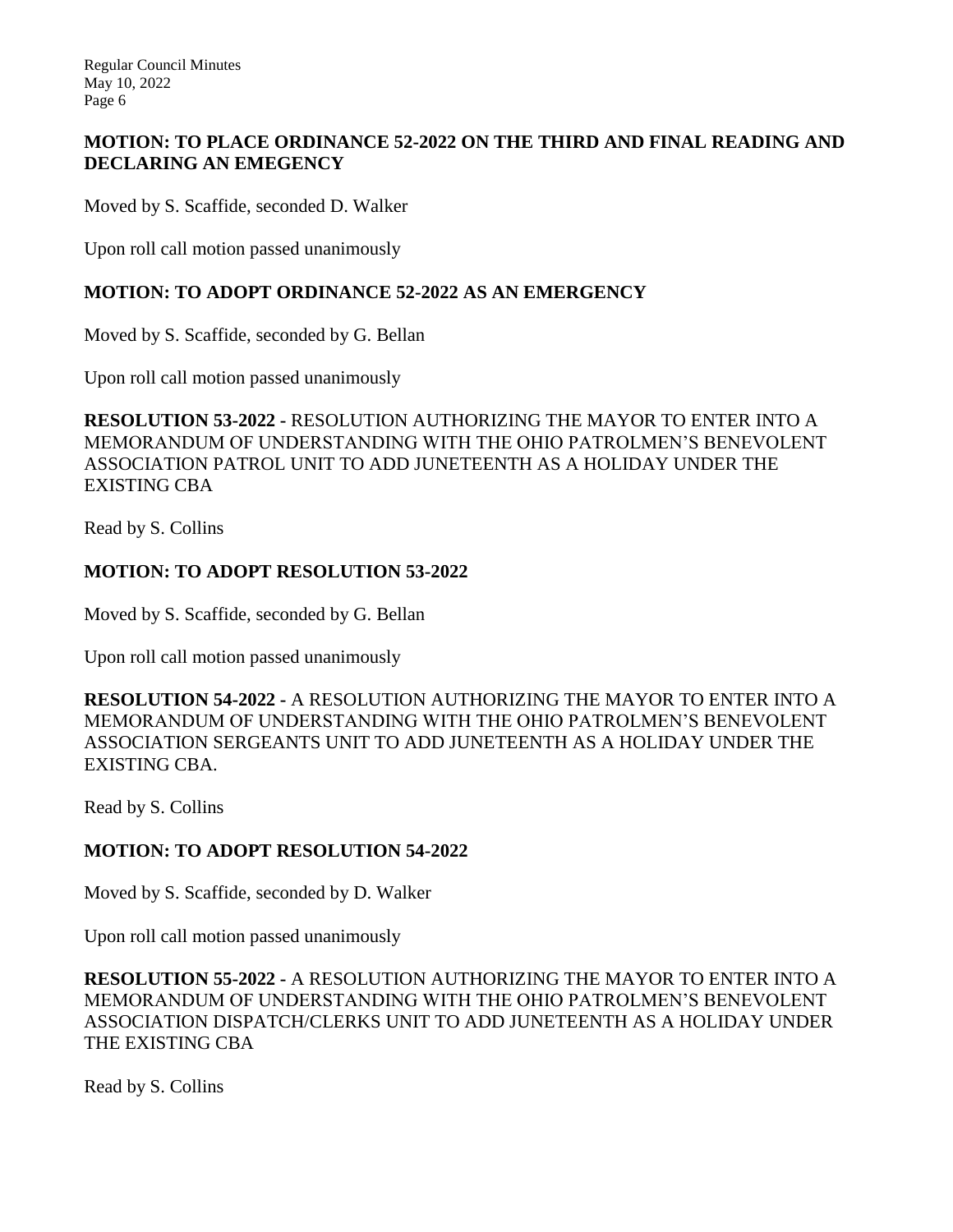**MOTION: TO PLACE ORDINANCE 52-2022 ON THE THIRD AND FINAL READING AND DECLARING AN EMEGENCY**

Moved by S. Scaffide, seconded D. Walker

Upon roll call motion passed unanimously

**MOTION: TO ADOPT ORDINANCE 52-2022 AS AN EMERGENCY**

Moved by S. Scaffide, seconded by G. Bellan

Upon roll call motion passed unanimously

**RESOLUTION 53-2022 -** RESOLUTION AUTHORIZING THE MAYOR TO ENTER INTO A MEMORANDUM OF UNDERSTANDING WITH THE OHIO PATROLMEN'S BENEVOLENT ASSOCIATION PATROL UNIT TO ADD JUNETEENTH AS A HOLIDAY UNDER THE EXISTING CBA

Read by S. Collins

**MOTION: TO ADOPT RESOLUTION 53-2022**

Moved by S. Scaffide, seconded by G. Bellan

Upon roll call motion passed unanimously

**RESOLUTION 54-2022 -** A RESOLUTION AUTHORIZING THE MAYOR TO ENTER INTO A MEMORANDUM OF UNDERSTANDING WITH THE OHIO PATROLMEN'S BENEVOLENT ASSOCIATION SERGEANTS UNIT TO ADD JUNETEENTH AS A HOLIDAY UNDER THE EXISTING CBA.

Read by S. Collins

**MOTION: TO ADOPT RESOLUTION 54-2022**

Moved by S. Scaffide, seconded by D. Walker

Upon roll call motion passed unanimously

**RESOLUTION 55-2022 -** A RESOLUTION AUTHORIZING THE MAYOR TO ENTER INTO A MEMORANDUM OF UNDERSTANDING WITH THE OHIO PATROLMEN'S BENEVOLENT ASSOCIATION DISPATCH/CLERKS UNIT TO ADD JUNETEENTH AS A HOLIDAY UNDER THE EXISTING CBA

Read by S. Collins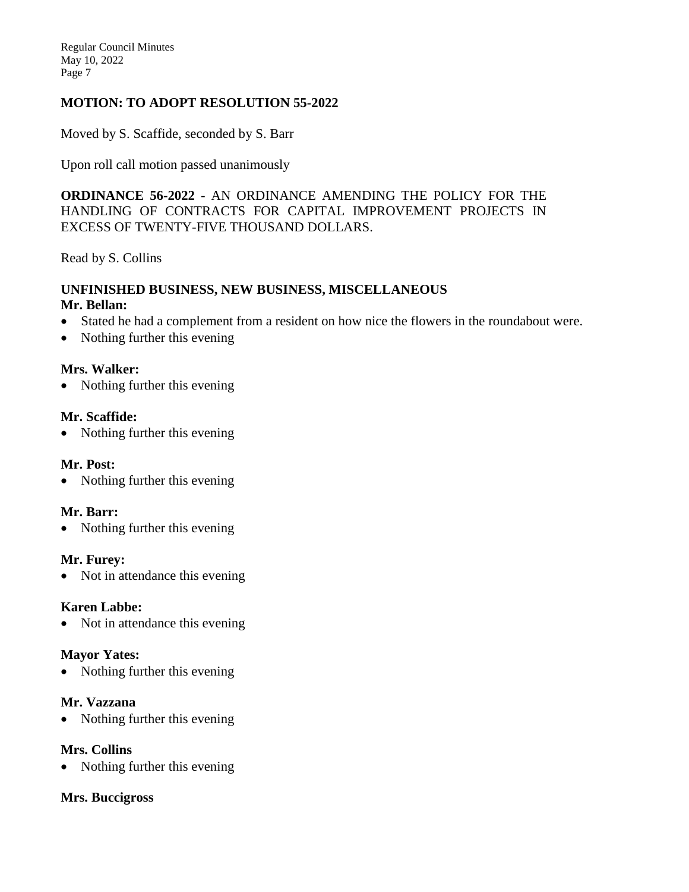**MOTION: TO ADOPT RESOLUTION 55-2022**

Moved by S. Scaffide, seconded by S. Barr

Upon roll call motion passed unanimously

**ORDINANCE 56-2022** - AN ORDINANCE AMENDING THE POLICY FOR THE HANDLING OF CONTRACTS FOR CAPITAL IMPROVEMENT PROJECTS IN EXCESS OF TWENTY-FIVE THOUSAND DOLLARS.

Read by S. Collins

**UNFINISHED BUSINESS, NEW BUSINESS, MISCELLANEOUS**

**Mr. Bellan:**

- Stated he had a complement from a resident on how nice the flowers in the roundabout were.
- Nothing further this evening

**Mrs. Walker:**

- Nothing further this evening

**Mr. Scaffide:**

- Nothing further this evening

**Mr. Post:**

- Nothing further this evening

**Mr. Barr:**

- Nothing further this evening

**Mr. Furey:**

- Not in attendance this evening

**Karen Labbe:**

- Not in attendance this evening

**Mayor Yates:**

- Nothing further this evening

**Mr. Vazzana**

- Nothing further this evening

**Mrs. Collins**

- Nothing further this evening

**Mrs. Buccigross**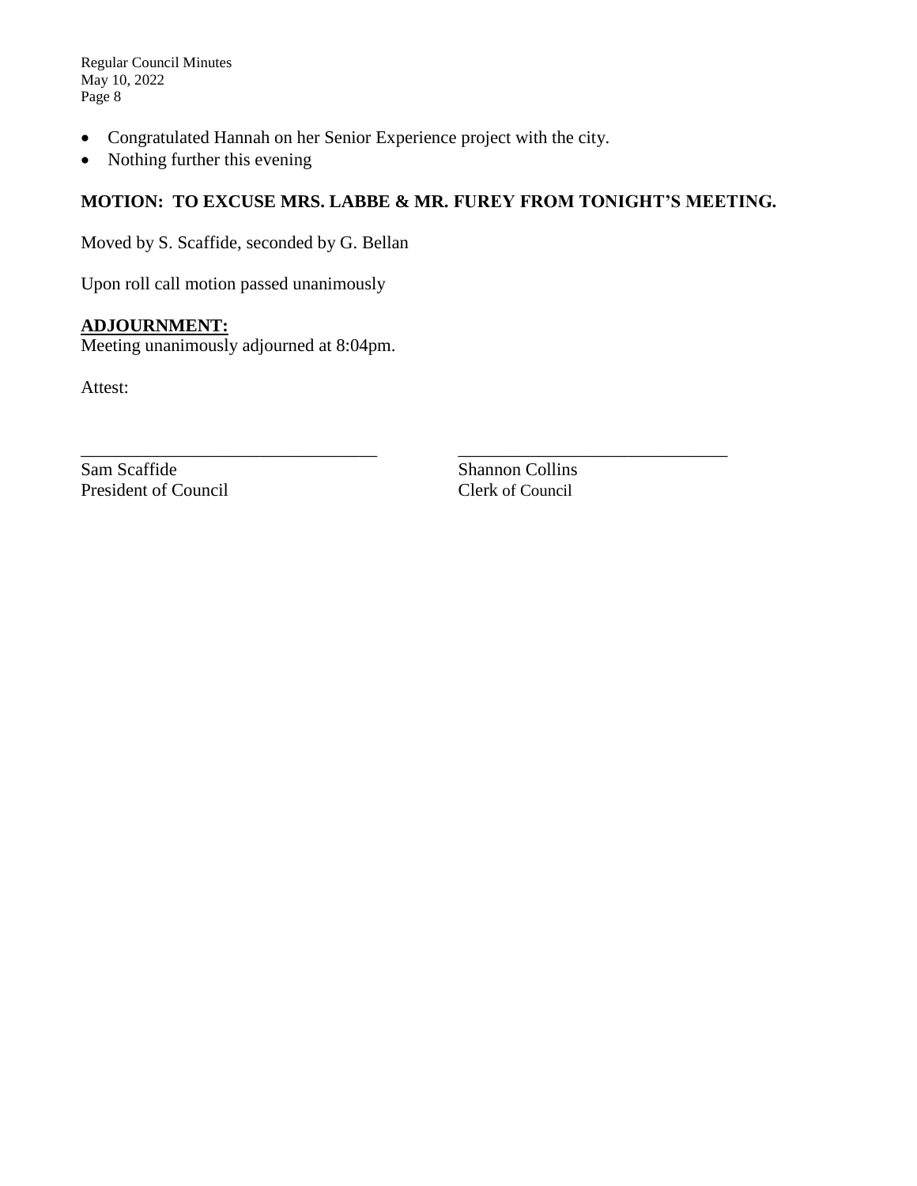- Congratulated Hannah on her Senior Experience project with the city.
- Nothing further this evening

**MOTION: TO EXCUSE MRS. LABBE & MR. FUREY FROM TONIGHT'S MEETING.**

Moved by S. Scaffide, seconded by G. Bellan

Upon roll call motion passed unanimously

**ADJOURNMENT:**

Meeting unanimously adjourned at 8:04pm.

Attest:

| | |
|---|---|
| _________________________________ | _______________________________ |
| Sam Scaffide | Shannon Collins |
| President of Council | Clerk of Council |